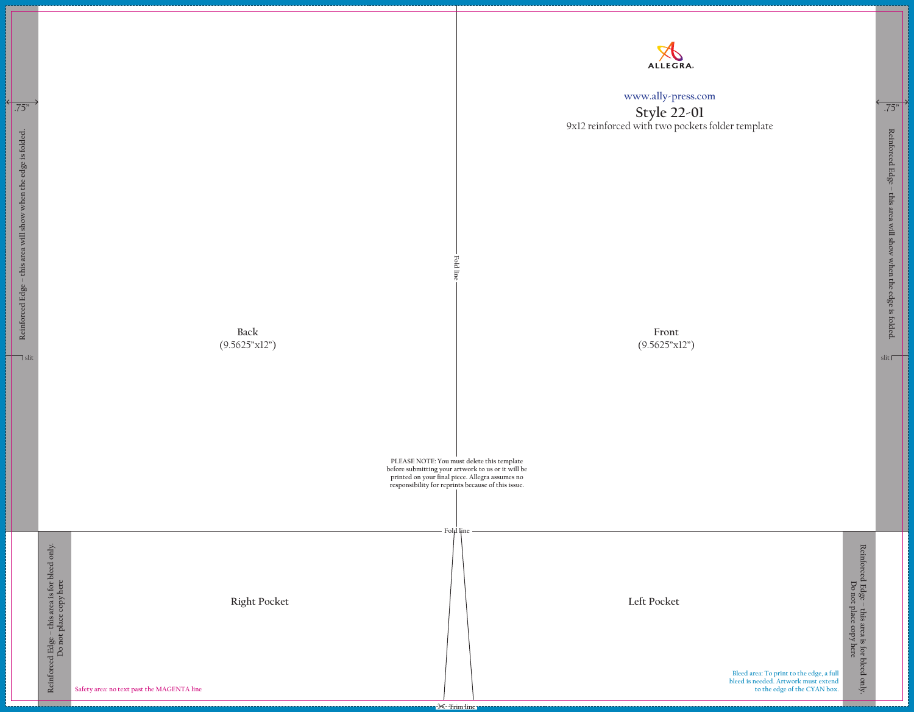ALLEGRA

www.ally-press.com

# Style 22-01

9x12 reinforced with two pockets folder template

.75"

Reinforced Edge – this area will show when the edge is folded.

slit

.75"

Reinforced Edge – this area will show when the edge is folded.

slit

Fold line

Back
(9.5625"x12")

Front
(9.5625"x12")

PLEASE NOTE: You must delete this template before submitting your artwork to us or it will be printed on your final piece. Allegra assumes no responsibility for reprints because of this issue.

Fold line

Reinforced Edge – this area is for bleed only. Do not place copy here

Right Pocket

Left Pocket

Reinforced Edge – this area is for bleed only. Do not place copy here

Safety area: no text past the MAGENTA line

Bleed area: To print to the edge, a full bleed is needed. Artwork must extend to the edge of the CYAN box.

Trim line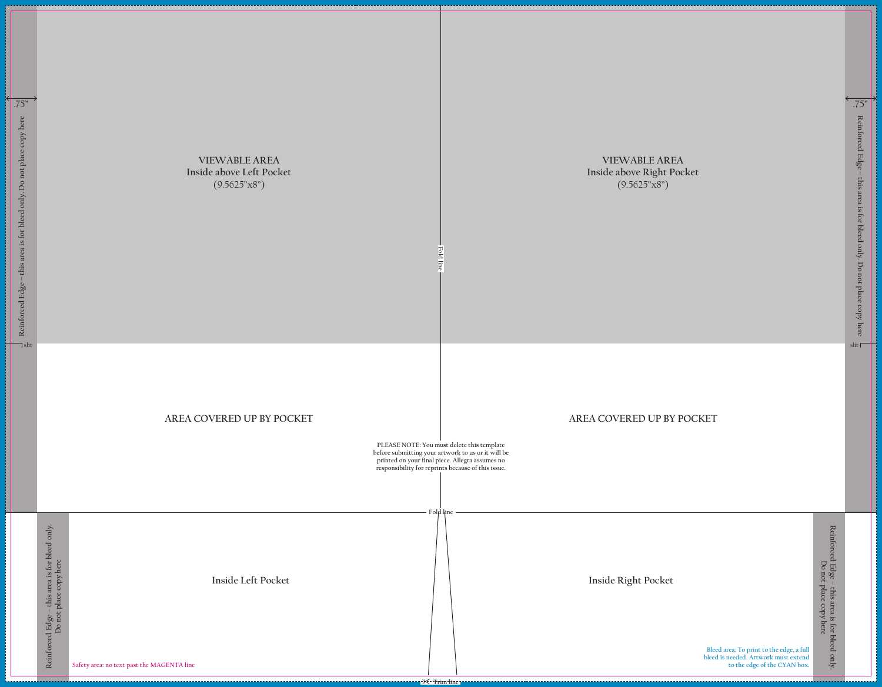.75”

Reinforced Edge – this area is for bleed only. Do not place copy here

slit

VIEWABLE AREA
Inside above Left Pocket
(9.5625”x8”)

Fold line

VIEWABLE AREA
Inside above Right Pocket
(9.5625”x8”)

.75”

Reinforced Edge – this area is for bleed only. Do not place copy here

slit

AREA COVERED UP BY POCKET

AREA COVERED UP BY POCKET

PLEASE NOTE: You must delete this template before submitting your artwork to us or it will be printed on your final piece. Allegra assumes no responsibility for reprints because of this issue.

Fold line

Reinforced Edge – this area is for bleed only. Do not place copy here

Inside Left Pocket

Inside Right Pocket

Reinforced Edge – this area is for bleed only. Do not place copy here

Safety area: no text past the MAGENTA line

Bleed area: To print to the edge, a full bleed is needed. Artwork must extend to the edge of the CYAN box.

Trim line